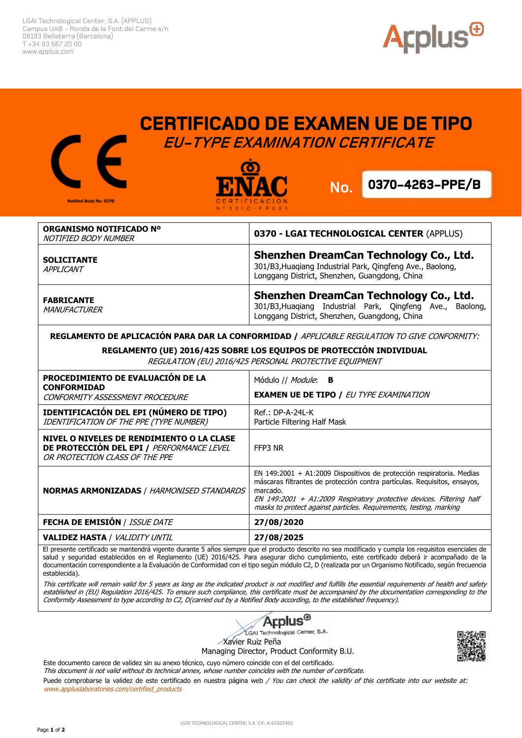LGAI Technological Center, S.A. (APPLUS)
Campus UAB - Ronda de la Font del Carme s/n
08193 Bellaterra (Barcelona)
T +34 93 567 20 00
www.applus.com

# CERTIFICADO DE EXAMEN UE DE TIPO

## *EU-TYPE EXAMINATION CERTIFICATE*

Notified Body No. 0370

ENAC CERTIFICACIÓN Nº 12/C-PR054

**No. 0370-4263-PPE/B**

| | |
|---|---|
| **ORGANISMO NOTIFICADO Nº** *NOTIFIED BODY NUMBER* | **0370 - LGAI TECHNOLOGICAL CENTER** (APPLUS) |
| **SOLICITANTE** *APPLICANT* | **Shenzhen DreamCan Technology Co., Ltd.** 301/B3,Huaqiang Industrial Park, Qingfeng Ave., Baolong, Longgang District, Shenzhen, Guangdong, China |
| **FABRICANTE** *MANUFACTURER* | **Shenzhen DreamCan Technology Co., Ltd.** 301/B3,Huaqiang Industrial Park, Qingfeng Ave., Baolong, Longgang District, Shenzhen, Guangdong, China |

**REGLAMENTO DE APLICACIÓN PARA DAR LA CONFORMIDAD /** *APPLICABLE REGULATION TO GIVE CONFORMITY:*

**REGLAMENTO (UE) 2016/425 SOBRE LOS EQUIPOS DE PROTECCIÓN INDIVIDUAL**
*REGULATION (EU) 2016/425 PERSONAL PROTECTIVE EQUIPMENT*

| | |
|---|---|
| **PROCEDIMIENTO DE EVALUACIÓN DE LA CONFORMIDAD** *CONFORMITY ASSESSMENT PROCEDURE* | Módulo // *Module*: **B** **EXAMEN UE DE TIPO /** *EU TYPE EXAMINATION* |
| **IDENTIFICACIÓN DEL EPI (NÚMERO DE TIPO)** *IDENTIFICATION OF THE PPE (TYPE NUMBER)* | Ref.: DP-A-24L-K Particle Filtering Half Mask |
| **NIVEL O NIVELES DE RENDIMIENTO O LA CLASE DE PROTECCIÓN DEL EPI /** *PERFORMANCE LEVEL OR PROTECTION CLASS OF THE PPE* | FFP3 NR |
| **NORMAS ARMONIZADAS** / *HARMONISED STANDARDS* | EN 149:2001 + A1:2009 Dispositivos de protección respiratoria. Medias máscaras filtrantes de protección contra partículas. Requisitos, ensayos, marcado. *EN 149:2001 + A1:2009 Respiratory protective devices. Filtering half masks to protect against particles. Requirements, testing, marking* |
| **FECHA DE EMISIÓN** / *ISSUE DATE* | **27/08/2020** |
| **VALIDEZ HASTA** / *VALIDITY UNTIL* | **27/08/2025** |

El presente certificado se mantendrá vigente durante 5 años siempre que el producto descrito no sea modificado y cumpla los requisitos esenciales de salud y seguridad establecidos en el Reglamento (UE) 2016/425. Para asegurar dicho cumplimiento, este certificado deberá ir acompañado de la documentación correspondiente a la Evaluación de Conformidad con el tipo según módulo C2, D (realizada por un Organismo Notificado, según frecuencia establecida).

*This certificate will remain valid for 5 years as long as the indicated product is not modified and fulfills the essential requirements of health and safety established in (EU) Regulation 2016/425. To ensure such compliance, this certificate must be accompanied by the documentation corresponding to the Conformity Assessment to type according to C2, D(carried out by a Notified Body according, to the established frequency).*

Applus LGAI Technological Center, S.A.
Xavier Ruiz Peña
Managing Director, Product Conformity B.U.

Este documento carece de validez sin su anexo técnico, cuyo número coincide con el del certificado.
*This document is not valid without its technical annex, whose number coincides with the number of certificate.*

Puede comprobarse la validez de este certificado en nuestra página web / *You can check the validity of this certificate into our website at:* *www.appluslaboratories.com/certified_products*

LGAI TECHNOLOGICAL CENTER, S.A. CIF: A-63207492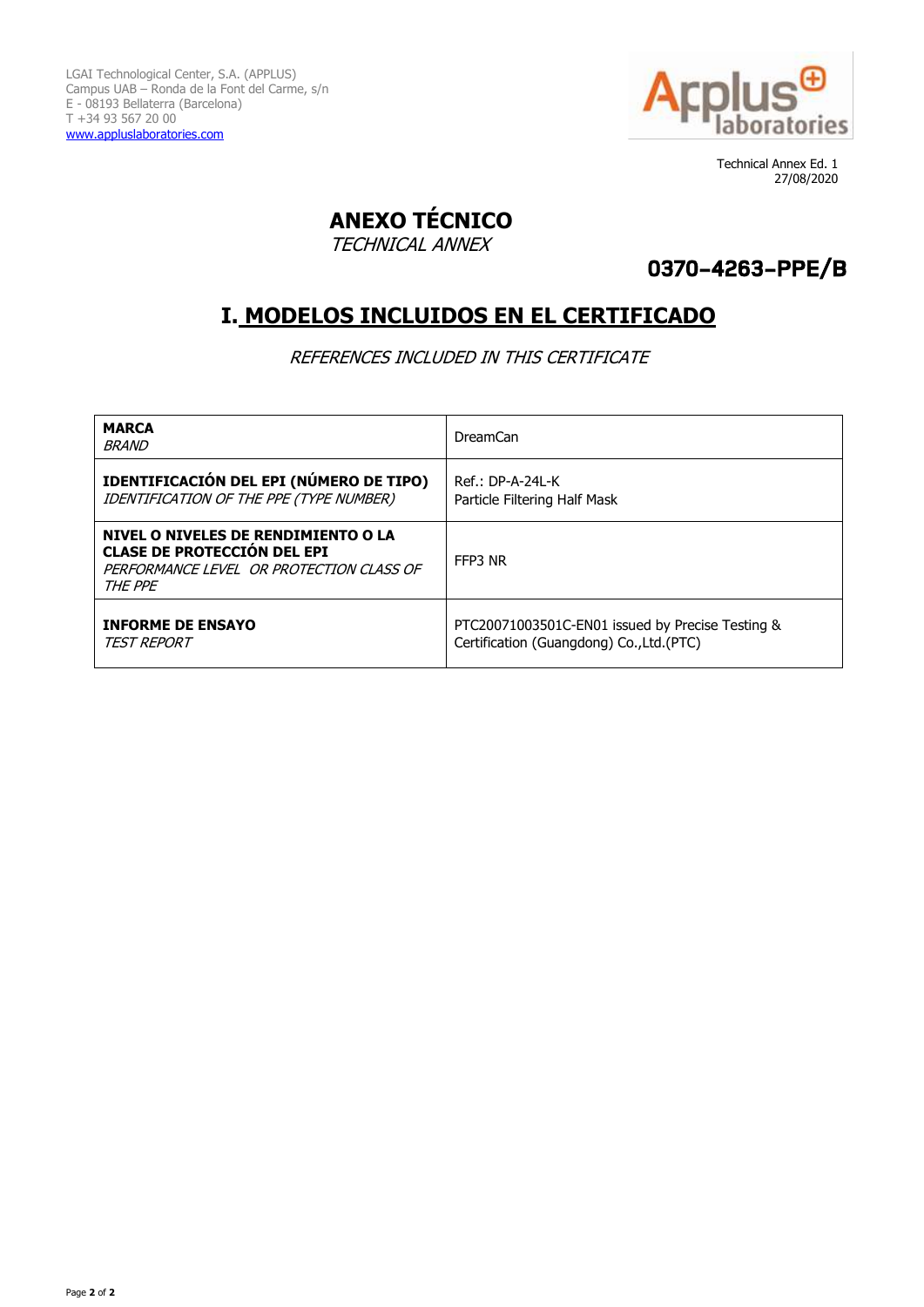LGAI Technological Center, S.A. (APPLUS)
Campus UAB – Ronda de la Font del Carme, s/n
E - 08193 Bellaterra (Barcelona)
T +34 93 567 20 00
www.appluslaboratories.com

Technical Annex Ed. 1
27/08/2020

# ANEXO TÉCNICO
*TECHNICAL ANNEX*

**0370–4263–PPE/B**

## I. MODELOS INCLUIDOS EN EL CERTIFICADO

*REFERENCES INCLUDED IN THIS CERTIFICATE*

| | |
|---|---|
| **MARCA** *BRAND* | DreamCan |
| **IDENTIFICACIÓN DEL EPI (NÚMERO DE TIPO)** *IDENTIFICATION OF THE PPE (TYPE NUMBER)* | Ref.: DP-A-24L-K Particle Filtering Half Mask |
| **NIVEL O NIVELES DE RENDIMIENTO O LA CLASE DE PROTECCIÓN DEL EPI** *PERFORMANCE LEVEL OR PROTECTION CLASS OF THE PPE* | FFP3 NR |
| **INFORME DE ENSAYO** *TEST REPORT* | PTC20071003501C-EN01 issued by Precise Testing & Certification (Guangdong) Co.,Ltd.(PTC) |